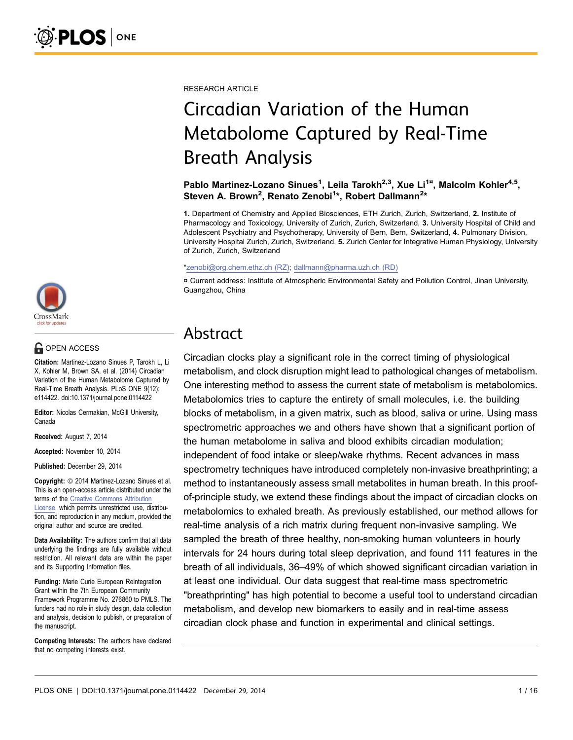RESEARCH ARTICLE

# Circadian Variation of the Human Metabolome Captured by Real-Time Breath Analysis

**Pablo Martinez-Lozano Sinues[1], Leila Tarokh[2,3], Xue Li[1¤], Malcolm Kohler[4,5], Steven A. Brown[2], Renato Zenobi[1*], Robert Dallmann[2*]**

1. Department of Chemistry and Applied Biosciences, ETH Zurich, Zurich, Switzerland, 2. Institute of Pharmacology and Toxicology, University of Zurich, Zurich, Switzerland, 3. University Hospital of Child and Adolescent Psychiatry and Psychotherapy, University of Bern, Bern, Switzerland, 4. Pulmonary Division, University Hospital Zurich, Zurich, Switzerland, 5. Zurich Center for Integrative Human Physiology, University of Zurich, Zurich, Switzerland

*zenobi@org.chem.ethz.ch (RZ); dallmann@pharma.uzh.ch (RD)

¤ Current address: Institute of Atmospheric Environmental Safety and Pollution Control, Jinan University, Guangzhou, China

OPEN ACCESS

**Citation:** Martinez-Lozano Sinues P, Tarokh L, Li X, Kohler M, Brown SA, et al. (2014) Circadian Variation of the Human Metabolome Captured by Real-Time Breath Analysis. PLoS ONE 9(12): e114422. doi:10.1371/journal.pone.0114422

**Editor:** Nicolas Cermakian, McGill University, Canada

**Received:** August 7, 2014

**Accepted:** November 10, 2014

**Published:** December 29, 2014

**Copyright:** © 2014 Martinez-Lozano Sinues et al. This is an open-access article distributed under the terms of the Creative Commons Attribution License, which permits unrestricted use, distribution, and reproduction in any medium, provided the original author and source are credited.

**Data Availability:** The authors confirm that all data underlying the findings are fully available without restriction. All relevant data are within the paper and its Supporting Information files.

**Funding:** Marie Curie European Reintegration Grant within the 7th European Community Framework Programme No. 276860 to PMLS. The funders had no role in study design, data collection and analysis, decision to publish, or preparation of the manuscript.

**Competing Interests:** The authors have declared that no competing interests exist.

## Abstract

Circadian clocks play a significant role in the correct timing of physiological metabolism, and clock disruption might lead to pathological changes of metabolism. One interesting method to assess the current state of metabolism is metabolomics. Metabolomics tries to capture the entirety of small molecules, i.e. the building blocks of metabolism, in a given matrix, such as blood, saliva or urine. Using mass spectrometric approaches we and others have shown that a significant portion of the human metabolome in saliva and blood exhibits circadian modulation; independent of food intake or sleep/wake rhythms. Recent advances in mass spectrometry techniques have introduced completely non-invasive breathprinting; a method to instantaneously assess small metabolites in human breath. In this proof-of-principle study, we extend these findings about the impact of circadian clocks on metabolomics to exhaled breath. As previously established, our method allows for real-time analysis of a rich matrix during frequent non-invasive sampling. We sampled the breath of three healthy, non-smoking human volunteers in hourly intervals for 24 hours during total sleep deprivation, and found 111 features in the breath of all individuals, 36–49% of which showed significant circadian variation in at least one individual. Our data suggest that real-time mass spectrometric "breathprinting" has high potential to become a useful tool to understand circadian metabolism, and develop new biomarkers to easily and in real-time assess circadian clock phase and function in experimental and clinical settings.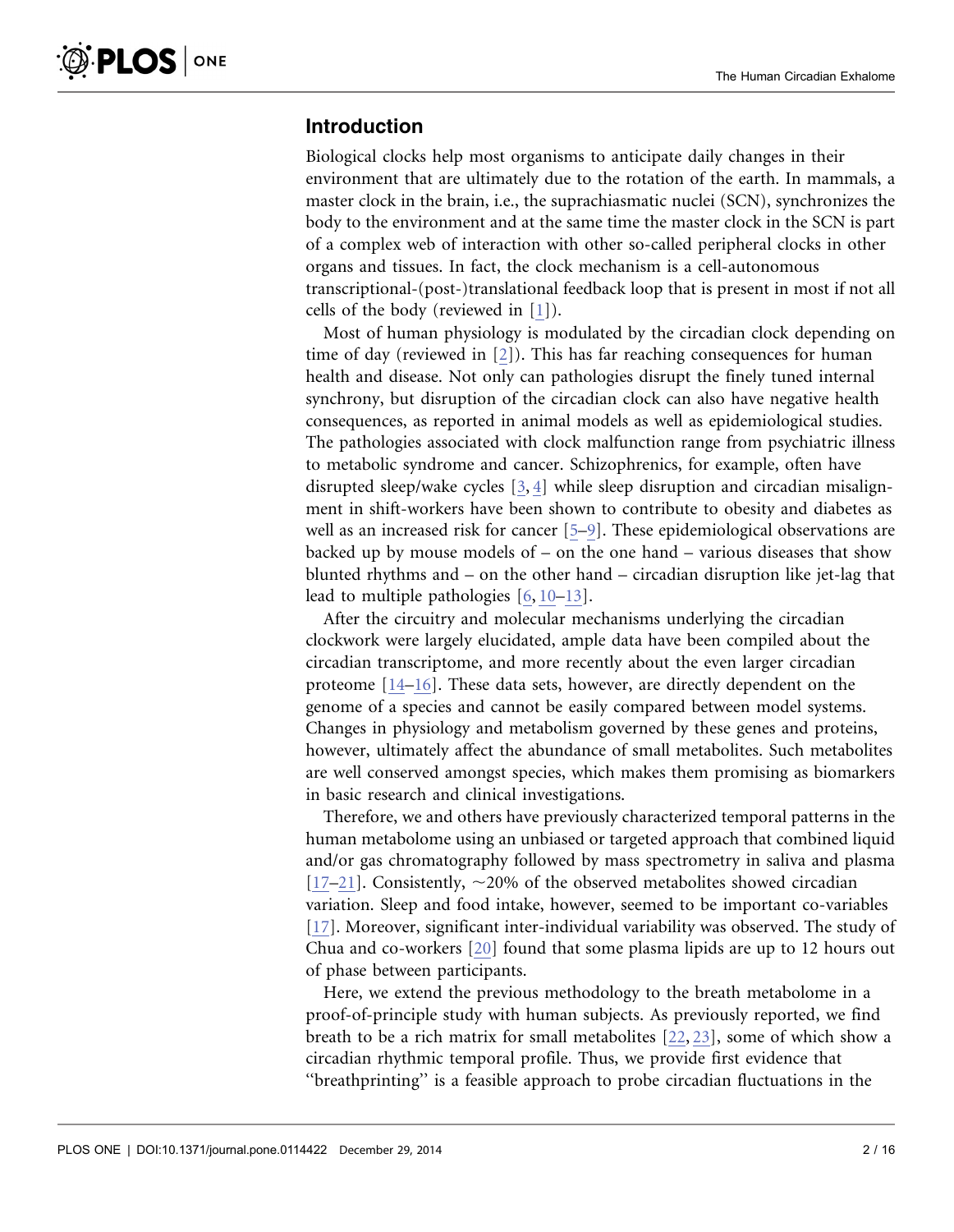## Introduction

Biological clocks help most organisms to anticipate daily changes in their environment that are ultimately due to the rotation of the earth. In mammals, a master clock in the brain, i.e., the suprachiasmatic nuclei (SCN), synchronizes the body to the environment and at the same time the master clock in the SCN is part of a complex web of interaction with other so-called peripheral clocks in other organs and tissues. In fact, the clock mechanism is a cell-autonomous transcriptional-(post-)translational feedback loop that is present in most if not all cells of the body (reviewed in [1]).

Most of human physiology is modulated by the circadian clock depending on time of day (reviewed in [2]). This has far reaching consequences for human health and disease. Not only can pathologies disrupt the finely tuned internal synchrony, but disruption of the circadian clock can also have negative health consequences, as reported in animal models as well as epidemiological studies. The pathologies associated with clock malfunction range from psychiatric illness to metabolic syndrome and cancer. Schizophrenics, for example, often have disrupted sleep/wake cycles [3, 4] while sleep disruption and circadian misalignment in shift-workers have been shown to contribute to obesity and diabetes as well as an increased risk for cancer [5–9]. These epidemiological observations are backed up by mouse models of – on the one hand – various diseases that show blunted rhythms and – on the other hand – circadian disruption like jet-lag that lead to multiple pathologies [6, 10–13].

After the circuitry and molecular mechanisms underlying the circadian clockwork were largely elucidated, ample data have been compiled about the circadian transcriptome, and more recently about the even larger circadian proteome [14–16]. These data sets, however, are directly dependent on the genome of a species and cannot be easily compared between model systems. Changes in physiology and metabolism governed by these genes and proteins, however, ultimately affect the abundance of small metabolites. Such metabolites are well conserved amongst species, which makes them promising as biomarkers in basic research and clinical investigations.

Therefore, we and others have previously characterized temporal patterns in the human metabolome using an unbiased or targeted approach that combined liquid and/or gas chromatography followed by mass spectrometry in saliva and plasma [17–21]. Consistently, ~20% of the observed metabolites showed circadian variation. Sleep and food intake, however, seemed to be important co-variables [17]. Moreover, significant inter-individual variability was observed. The study of Chua and co-workers [20] found that some plasma lipids are up to 12 hours out of phase between participants.

Here, we extend the previous methodology to the breath metabolome in a proof-of-principle study with human subjects. As previously reported, we find breath to be a rich matrix for small metabolites [22, 23], some of which show a circadian rhythmic temporal profile. Thus, we provide first evidence that "breathprinting" is a feasible approach to probe circadian fluctuations in the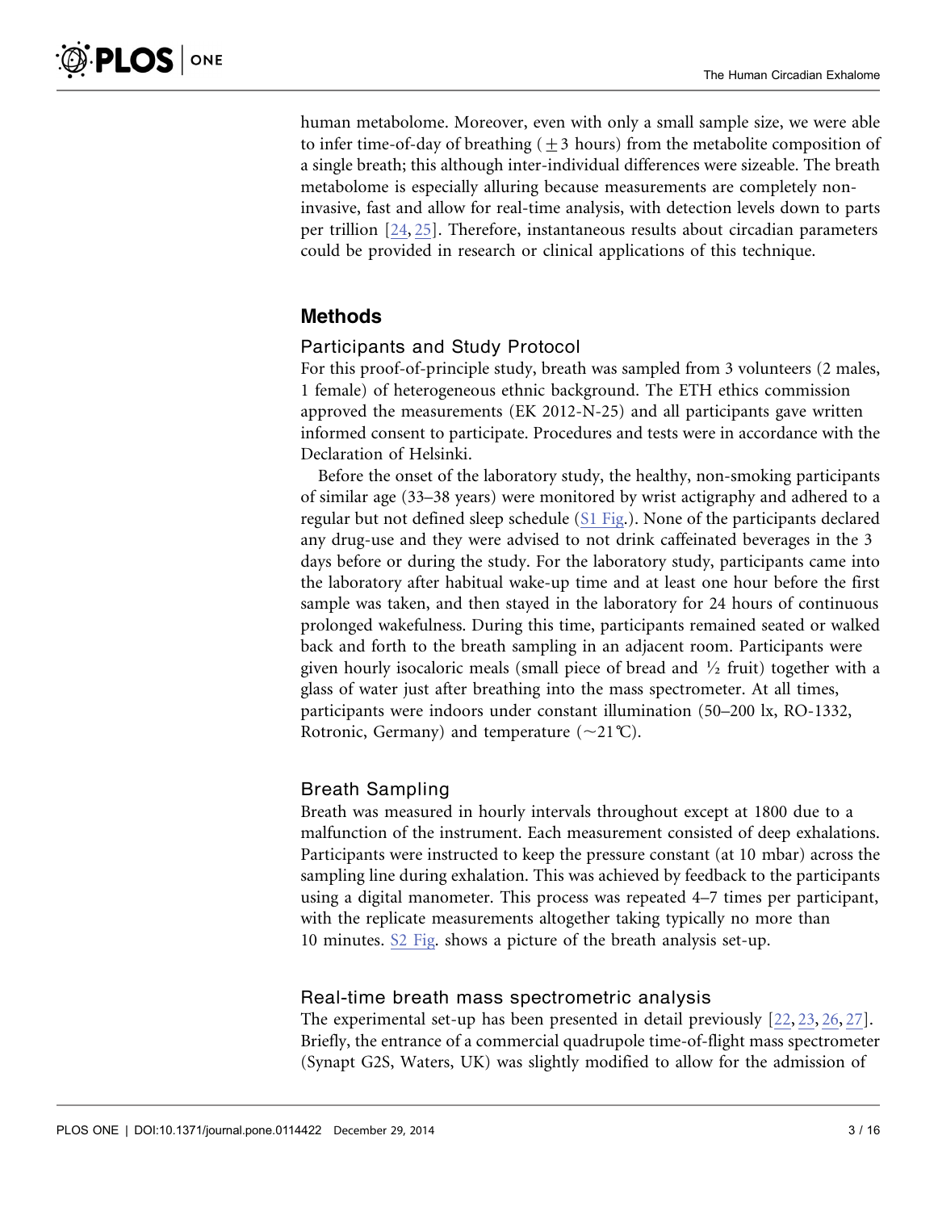human metabolome. Moreover, even with only a small sample size, we were able to infer time-of-day of breathing ($\pm 3$ hours) from the metabolite composition of a single breath; this although inter-individual differences were sizeable. The breath metabolome is especially alluring because measurements are completely non-invasive, fast and allow for real-time analysis, with detection levels down to parts per trillion [24, 25]. Therefore, instantaneous results about circadian parameters could be provided in research or clinical applications of this technique.

## Methods

### Participants and Study Protocol

For this proof-of-principle study, breath was sampled from 3 volunteers (2 males, 1 female) of heterogeneous ethnic background. The ETH ethics commission approved the measurements (EK 2012-N-25) and all participants gave written informed consent to participate. Procedures and tests were in accordance with the Declaration of Helsinki.

Before the onset of the laboratory study, the healthy, non-smoking participants of similar age (33–38 years) were monitored by wrist actigraphy and adhered to a regular but not defined sleep schedule (S1 Fig.). None of the participants declared any drug-use and they were advised to not drink caffeinated beverages in the 3 days before or during the study. For the laboratory study, participants came into the laboratory after habitual wake-up time and at least one hour before the first sample was taken, and then stayed in the laboratory for 24 hours of continuous prolonged wakefulness. During this time, participants remained seated or walked back and forth to the breath sampling in an adjacent room. Participants were given hourly isocaloric meals (small piece of bread and ½ fruit) together with a glass of water just after breathing into the mass spectrometer. At all times, participants were indoors under constant illumination (50–200 lx, RO-1332, Rotronic, Germany) and temperature (~21℃).

### Breath Sampling

Breath was measured in hourly intervals throughout except at 1800 due to a malfunction of the instrument. Each measurement consisted of deep exhalations. Participants were instructed to keep the pressure constant (at 10 mbar) across the sampling line during exhalation. This was achieved by feedback to the participants using a digital manometer. This process was repeated 4–7 times per participant, with the replicate measurements altogether taking typically no more than 10 minutes. S2 Fig. shows a picture of the breath analysis set-up.

### Real-time breath mass spectrometric analysis

The experimental set-up has been presented in detail previously [22, 23, 26, 27]. Briefly, the entrance of a commercial quadrupole time-of-flight mass spectrometer (Synapt G2S, Waters, UK) was slightly modified to allow for the admission of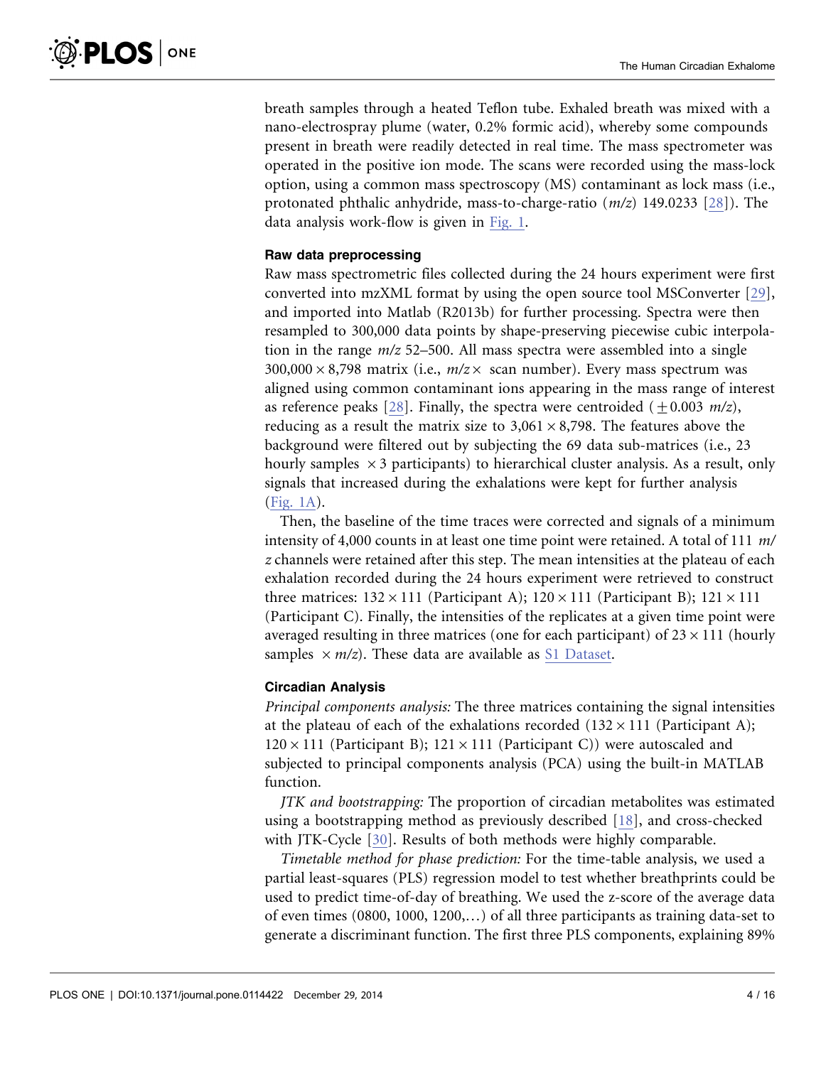breath samples through a heated Teflon tube. Exhaled breath was mixed with a nano-electrospray plume (water, 0.2% formic acid), whereby some compounds present in breath were readily detected in real time. The mass spectrometer was operated in the positive ion mode. The scans were recorded using the mass-lock option, using a common mass spectroscopy (MS) contaminant as lock mass (i.e., protonated phthalic anhydride, mass-to-charge-ratio (*m/z*) 149.0233 [28]). The data analysis work-flow is given in Fig. 1.

### Raw data preprocessing

Raw mass spectrometric files collected during the 24 hours experiment were first converted into mzXML format by using the open source tool MSConverter [29], and imported into Matlab (R2013b) for further processing. Spectra were then resampled to 300,000 data points by shape-preserving piecewise cubic interpolation in the range *m/z* 52–500. All mass spectra were assembled into a single $300{,}000 \times 8{,}798$ matrix (i.e., $m/z \times$ scan number). Every mass spectrum was aligned using common contaminant ions appearing in the mass range of interest as reference peaks [28]. Finally, the spectra were centroided ($\pm 0.003$ *m/z*), reducing as a result the matrix size to $3{,}061 \times 8{,}798$. The features above the background were filtered out by subjecting the 69 data sub-matrices (i.e., 23 hourly samples $\times 3$ participants) to hierarchical cluster analysis. As a result, only signals that increased during the exhalations were kept for further analysis (Fig. 1A).

Then, the baseline of the time traces were corrected and signals of a minimum intensity of 4,000 counts in at least one time point were retained. A total of 111 *m/z* channels were retained after this step. The mean intensities at the plateau of each exhalation recorded during the 24 hours experiment were retrieved to construct three matrices: $132 \times 111$ (Participant A); $120 \times 111$ (Participant B); $121 \times 111$ (Participant C). Finally, the intensities of the replicates at a given time point were averaged resulting in three matrices (one for each participant) of $23 \times 111$ (hourly samples $\times m/z$). These data are available as S1 Dataset.

### Circadian Analysis

*Principal components analysis:* The three matrices containing the signal intensities at the plateau of each of the exhalations recorded ($132 \times 111$ (Participant A); $120 \times 111$ (Participant B); $121 \times 111$ (Participant C)) were autoscaled and subjected to principal components analysis (PCA) using the built-in MATLAB function.

*JTK and bootstrapping:* The proportion of circadian metabolites was estimated using a bootstrapping method as previously described [18], and cross-checked with JTK-Cycle [30]. Results of both methods were highly comparable.

*Timetable method for phase prediction:* For the time-table analysis, we used a partial least-squares (PLS) regression model to test whether breathprints could be used to predict time-of-day of breathing. We used the z-score of the average data of even times (0800, 1000, 1200,…) of all three participants as training data-set to generate a discriminant function. The first three PLS components, explaining 89%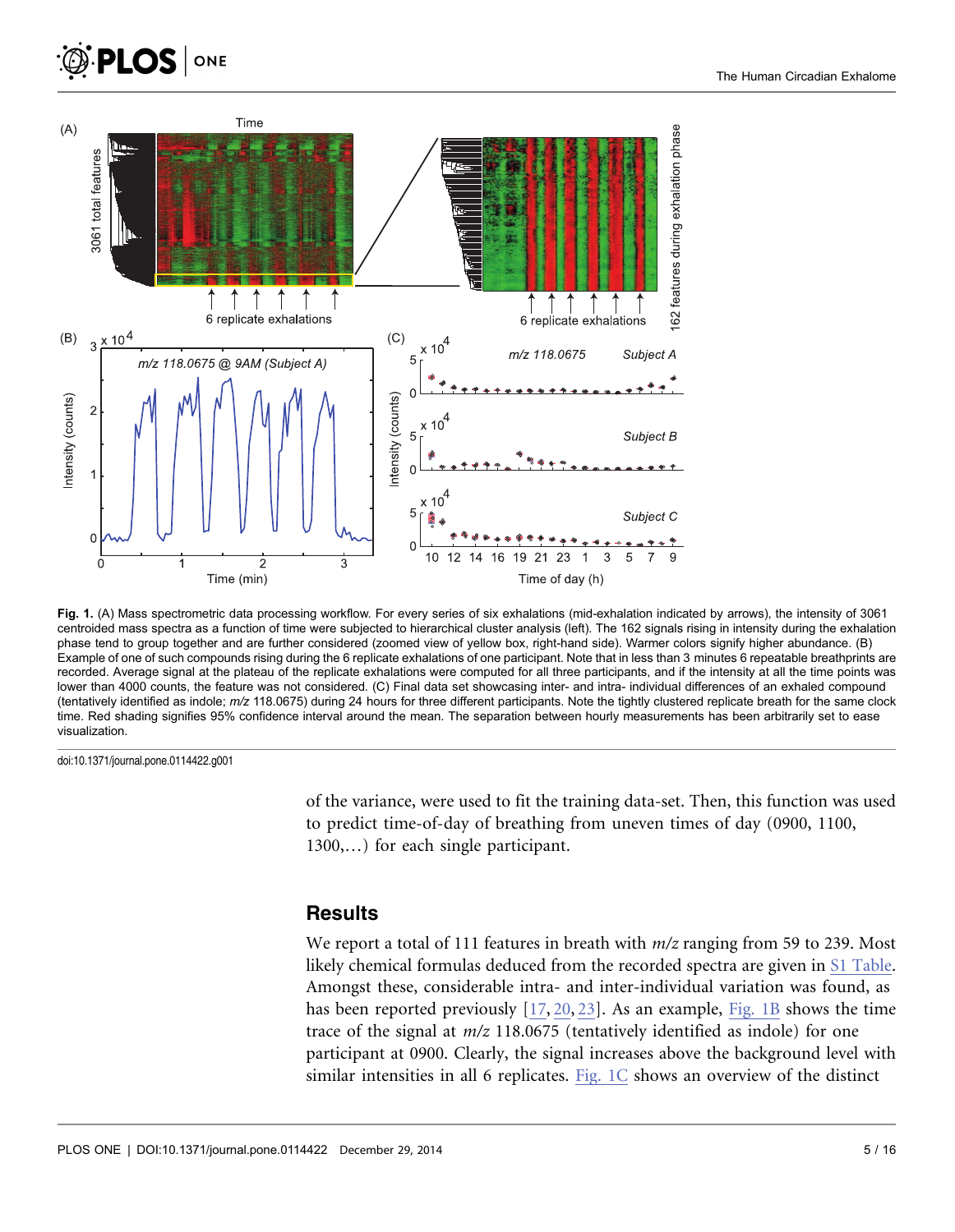**Fig. 1.** (A) Mass spectrometric data processing workflow. For every series of six exhalations (mid-exhalation indicated by arrows), the intensity of 3061 centroided mass spectra as a function of time were subjected to hierarchical cluster analysis (left). The 162 signals rising in intensity during the exhalation phase tend to group together and are further considered (zoomed view of yellow box, right-hand side). Warmer colors signify higher abundance. (B) Example of one of such compounds rising during the 6 replicate exhalations of one participant. Note that in less than 3 minutes 6 repeatable breathprints are recorded. Average signal at the plateau of the replicate exhalations were computed for all three participants, and if the intensity at all the time points was lower than 4000 counts, the feature was not considered. (C) Final data set showcasing inter- and intra- individual differences of an exhaled compound (tentatively identified as indole; *m/z* 118.0675) during 24 hours for three different participants. Note the tightly clustered replicate breath for the same clock time. Red shading signifies 95% confidence interval around the mean. The separation between hourly measurements has been arbitrarily set to ease visualization.

doi:10.1371/journal.pone.0114422.g001

of the variance, were used to fit the training data-set. Then, this function was used to predict time-of-day of breathing from uneven times of day (0900, 1100, 1300,…) for each single participant.

## Results

We report a total of 111 features in breath with *m/z* ranging from 59 to 239. Most likely chemical formulas deduced from the recorded spectra are given in S1 Table. Amongst these, considerable intra- and inter-individual variation was found, as has been reported previously [17, 20, 23]. As an example, Fig. 1B shows the time trace of the signal at *m/z* 118.0675 (tentatively identified as indole) for one participant at 0900. Clearly, the signal increases above the background level with similar intensities in all 6 replicates. Fig. 1C shows an overview of the distinct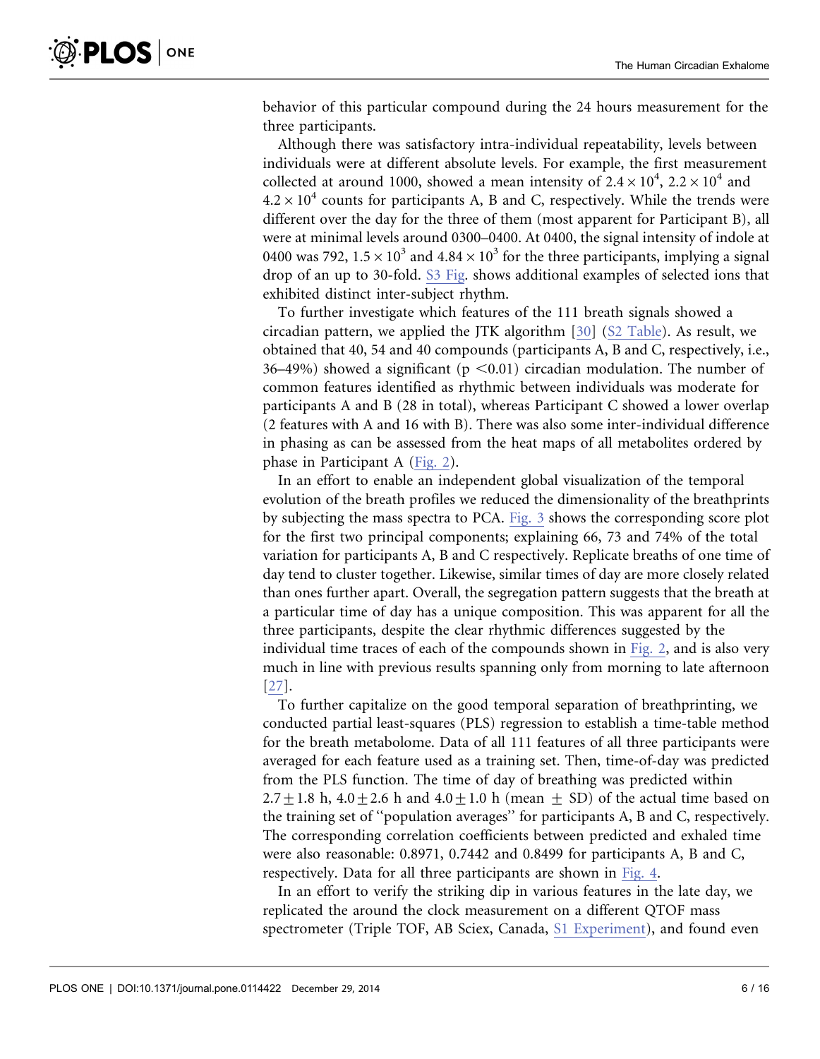behavior of this particular compound during the 24 hours measurement for the three participants.

Although there was satisfactory intra-individual repeatability, levels between individuals were at different absolute levels. For example, the first measurement collected at around 1000, showed a mean intensity of $2.4 \times 10^4$, $2.2 \times 10^4$ and $4.2 \times 10^4$ counts for participants A, B and C, respectively. While the trends were different over the day for the three of them (most apparent for Participant B), all were at minimal levels around 0300–0400. At 0400, the signal intensity of indole at 0400 was 792, $1.5 \times 10^3$ and $4.84 \times 10^3$ for the three participants, implying a signal drop of an up to 30-fold. S3 Fig. shows additional examples of selected ions that exhibited distinct inter-subject rhythm.

To further investigate which features of the 111 breath signals showed a circadian pattern, we applied the JTK algorithm [30] (S2 Table). As result, we obtained that 40, 54 and 40 compounds (participants A, B and C, respectively, i.e., 36–49%) showed a significant ($p < 0.01$) circadian modulation. The number of common features identified as rhythmic between individuals was moderate for participants A and B (28 in total), whereas Participant C showed a lower overlap (2 features with A and 16 with B). There was also some inter-individual difference in phasing as can be assessed from the heat maps of all metabolites ordered by phase in Participant A (Fig. 2).

In an effort to enable an independent global visualization of the temporal evolution of the breath profiles we reduced the dimensionality of the breathprints by subjecting the mass spectra to PCA. Fig. 3 shows the corresponding score plot for the first two principal components; explaining 66, 73 and 74% of the total variation for participants A, B and C respectively. Replicate breaths of one time of day tend to cluster together. Likewise, similar times of day are more closely related than ones further apart. Overall, the segregation pattern suggests that the breath at a particular time of day has a unique composition. This was apparent for all the three participants, despite the clear rhythmic differences suggested by the individual time traces of each of the compounds shown in Fig. 2, and is also very much in line with previous results spanning only from morning to late afternoon [27].

To further capitalize on the good temporal separation of breathprinting, we conducted partial least-squares (PLS) regression to establish a time-table method for the breath metabolome. Data of all 111 features of all three participants were averaged for each feature used as a training set. Then, time-of-day was predicted from the PLS function. The time of day of breathing was predicted within $2.7 \pm 1.8$ h, $4.0 \pm 2.6$ h and $4.0 \pm 1.0$ h (mean $\pm$ SD) of the actual time based on the training set of ''population averages'' for participants A, B and C, respectively. The corresponding correlation coefficients between predicted and exhaled time were also reasonable: 0.8971, 0.7442 and 0.8499 for participants A, B and C, respectively. Data for all three participants are shown in Fig. 4.

In an effort to verify the striking dip in various features in the late day, we replicated the around the clock measurement on a different QTOF mass spectrometer (Triple TOF, AB Sciex, Canada, S1 Experiment), and found even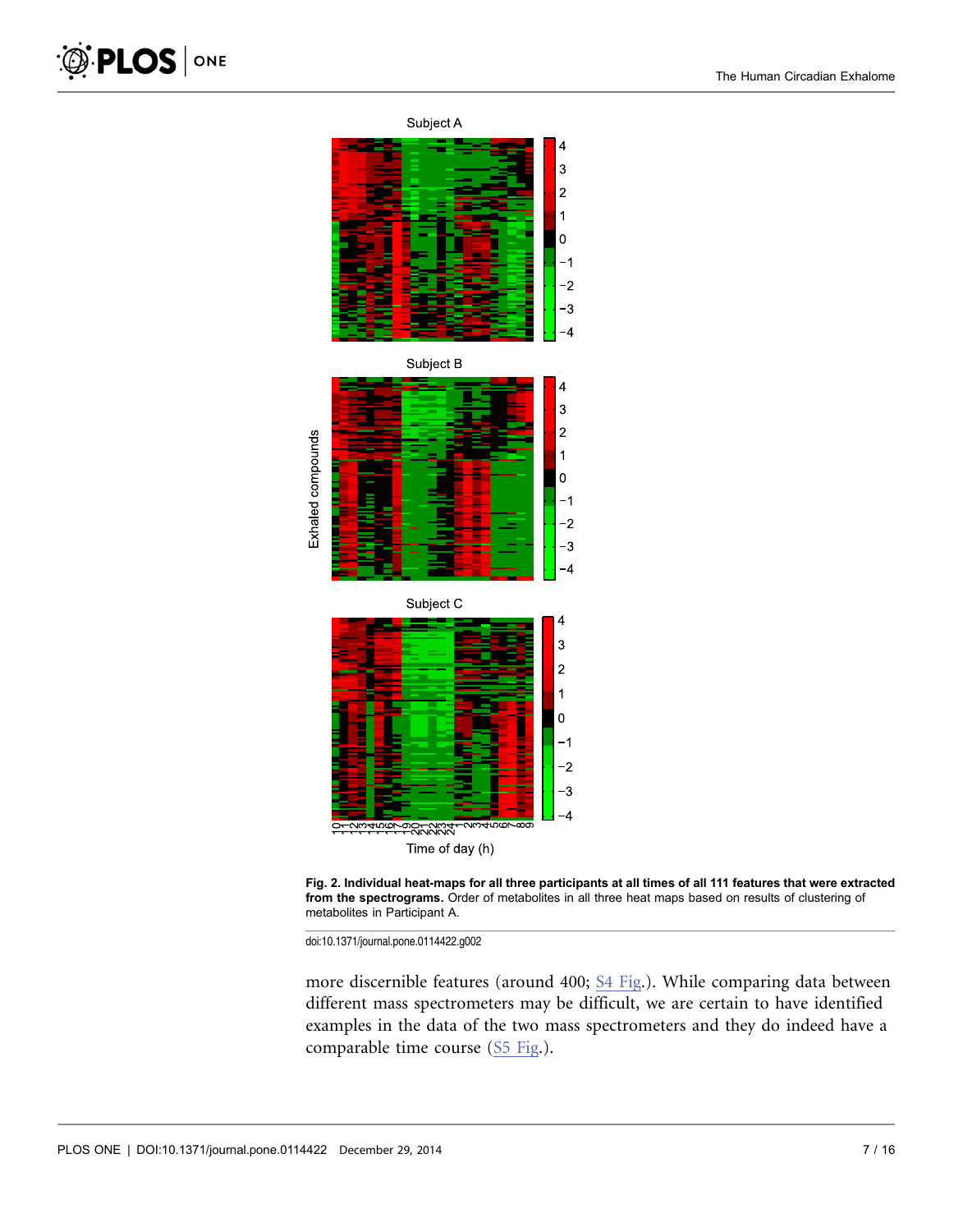**Fig. 2. Individual heat-maps for all three participants at all times of all 111 features that were extracted from the spectrograms.** Order of metabolites in all three heat maps based on results of clustering of metabolites in Participant A.

doi:10.1371/journal.pone.0114422.g002

more discernible features (around 400; S4 Fig.). While comparing data between different mass spectrometers may be difficult, we are certain to have identified examples in the data of the two mass spectrometers and they do indeed have a comparable time course (S5 Fig.).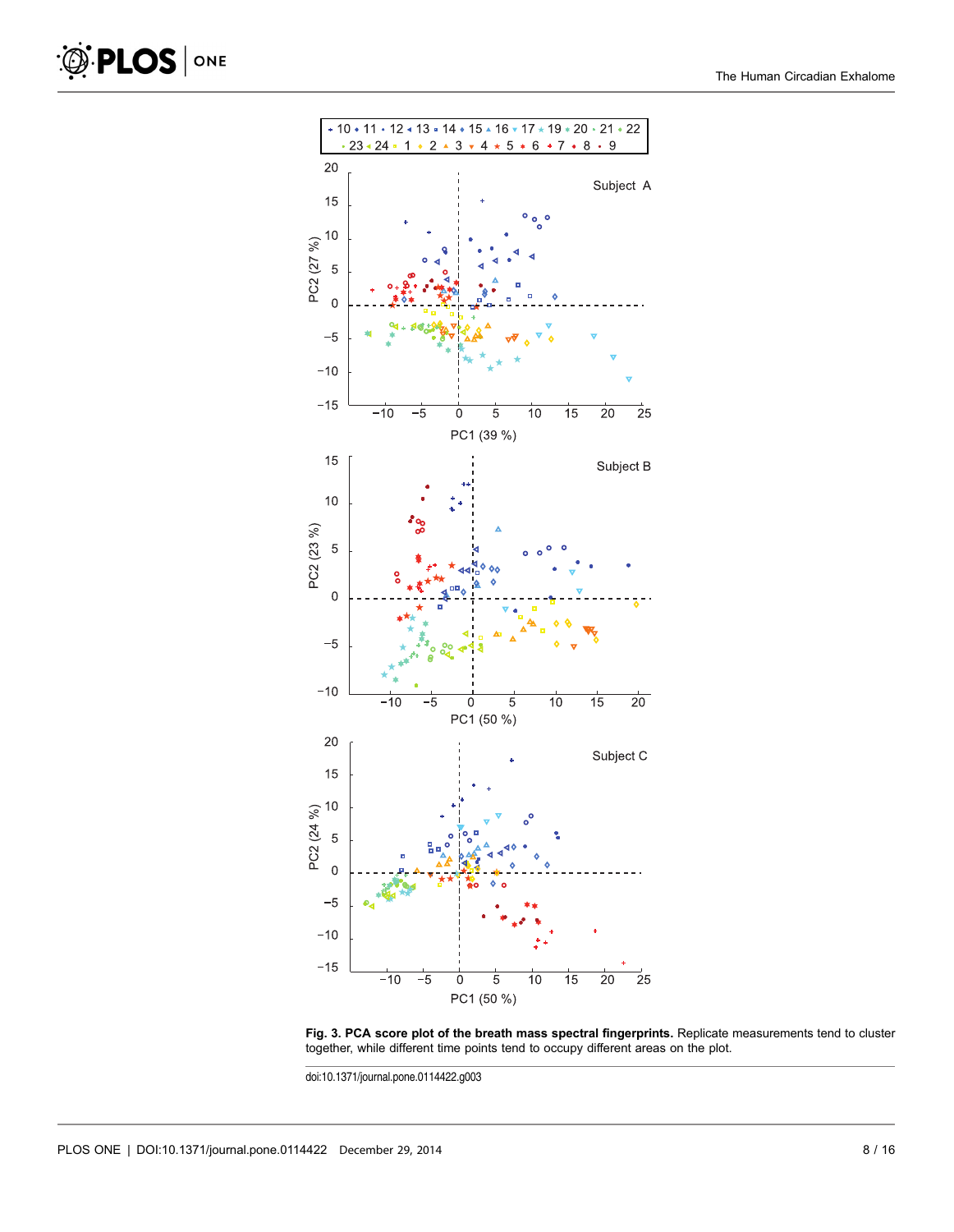**Fig. 3. PCA score plot of the breath mass spectral fingerprints.** Replicate measurements tend to cluster together, while different time points tend to occupy different areas on the plot.

doi:10.1371/journal.pone.0114422.g003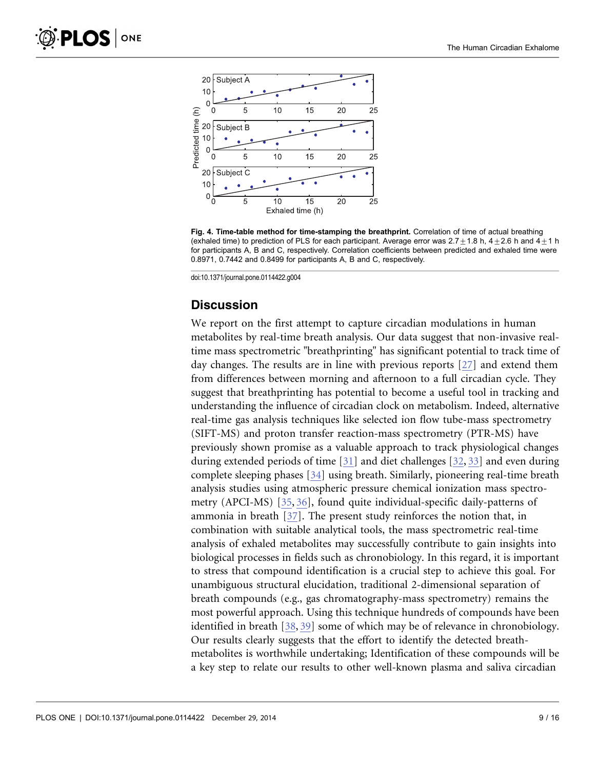**Fig. 4. Time-table method for time-stamping the breathprint.** Correlation of time of actual breathing (exhaled time) to prediction of PLS for each participant. Average error was $2.7 \pm 1.8$ h, $4 \pm 2.6$ h and $4 \pm 1$ h for participants A, B and C, respectively. Correlation coefficients between predicted and exhaled time were 0.8971, 0.7442 and 0.8499 for participants A, B and C, respectively.

doi:10.1371/journal.pone.0114422.g004

## Discussion

We report on the first attempt to capture circadian modulations in human metabolites by real-time breath analysis. Our data suggest that non-invasive real-time mass spectrometric "breathprinting" has significant potential to track time of day changes. The results are in line with previous reports [27] and extend them from differences between morning and afternoon to a full circadian cycle. They suggest that breathprinting has potential to become a useful tool in tracking and understanding the influence of circadian clock on metabolism. Indeed, alternative real-time gas analysis techniques like selected ion flow tube-mass spectrometry (SIFT-MS) and proton transfer reaction-mass spectrometry (PTR-MS) have previously shown promise as a valuable approach to track physiological changes during extended periods of time [31] and diet challenges [32, 33] and even during complete sleeping phases [34] using breath. Similarly, pioneering real-time breath analysis studies using atmospheric pressure chemical ionization mass spectrometry (APCI-MS) [35, 36], found quite individual-specific daily-patterns of ammonia in breath [37]. The present study reinforces the notion that, in combination with suitable analytical tools, the mass spectrometric real-time analysis of exhaled metabolites may successfully contribute to gain insights into biological processes in fields such as chronobiology. In this regard, it is important to stress that compound identification is a crucial step to achieve this goal. For unambiguous structural elucidation, traditional 2-dimensional separation of breath compounds (e.g., gas chromatography-mass spectrometry) remains the most powerful approach. Using this technique hundreds of compounds have been identified in breath [38, 39] some of which may be of relevance in chronobiology. Our results clearly suggests that the effort to identify the detected breath-metabolites is worthwhile undertaking; Identification of these compounds will be a key step to relate our results to other well-known plasma and saliva circadian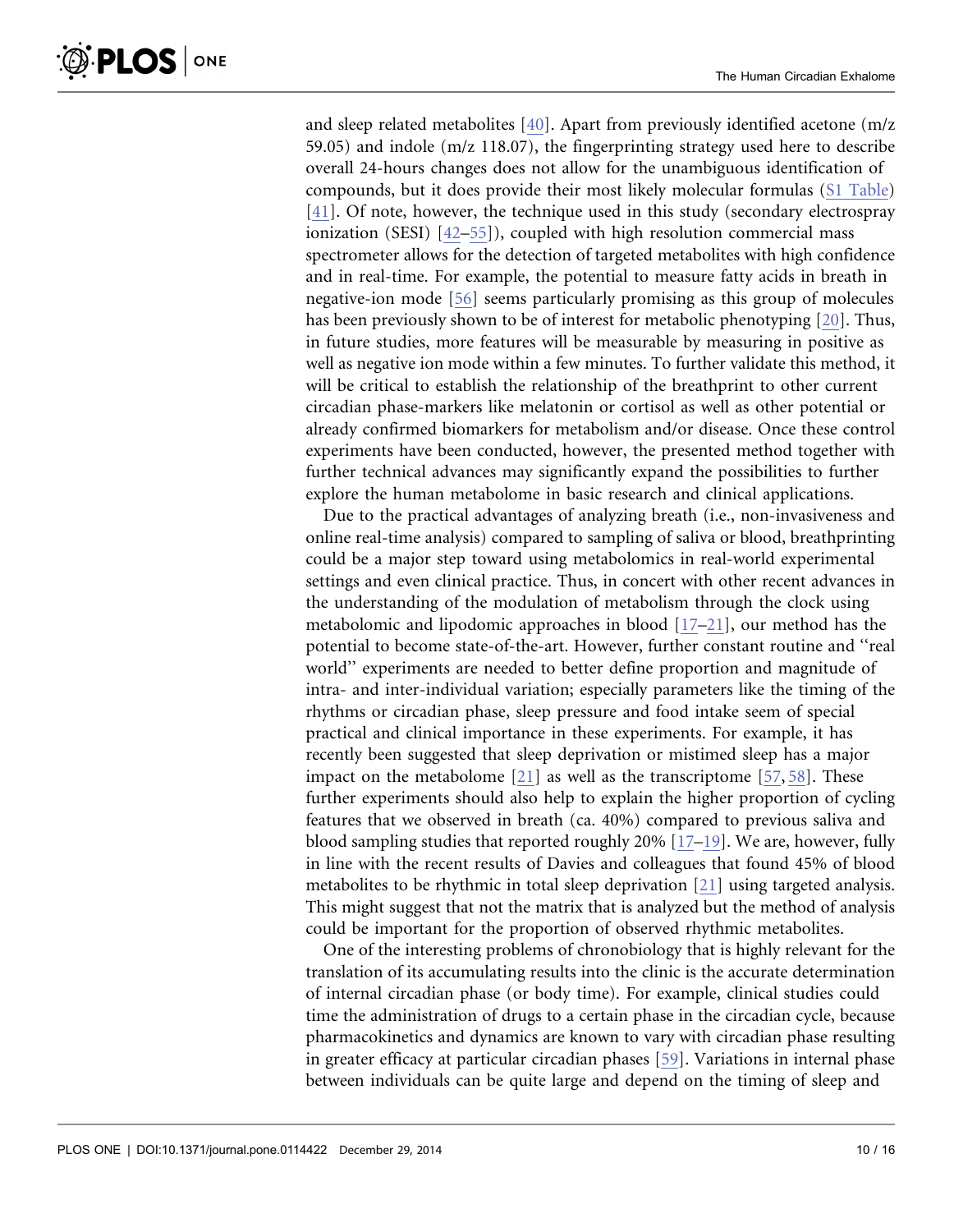and sleep related metabolites [40]. Apart from previously identified acetone (m/z 59.05) and indole (m/z 118.07), the fingerprinting strategy used here to describe overall 24-hours changes does not allow for the unambiguous identification of compounds, but it does provide their most likely molecular formulas (S1 Table) [41]. Of note, however, the technique used in this study (secondary electrospray ionization (SESI) [42–55]), coupled with high resolution commercial mass spectrometer allows for the detection of targeted metabolites with high confidence and in real-time. For example, the potential to measure fatty acids in breath in negative-ion mode [56] seems particularly promising as this group of molecules has been previously shown to be of interest for metabolic phenotyping [20]. Thus, in future studies, more features will be measurable by measuring in positive as well as negative ion mode within a few minutes. To further validate this method, it will be critical to establish the relationship of the breathprint to other current circadian phase-markers like melatonin or cortisol as well as other potential or already confirmed biomarkers for metabolism and/or disease. Once these control experiments have been conducted, however, the presented method together with further technical advances may significantly expand the possibilities to further explore the human metabolome in basic research and clinical applications.

Due to the practical advantages of analyzing breath (i.e., non-invasiveness and online real-time analysis) compared to sampling of saliva or blood, breathprinting could be a major step toward using metabolomics in real-world experimental settings and even clinical practice. Thus, in concert with other recent advances in the understanding of the modulation of metabolism through the clock using metabolomic and lipodomic approaches in blood [17–21], our method has the potential to become state-of-the-art. However, further constant routine and ''real world'' experiments are needed to better define proportion and magnitude of intra- and inter-individual variation; especially parameters like the timing of the rhythms or circadian phase, sleep pressure and food intake seem of special practical and clinical importance in these experiments. For example, it has recently been suggested that sleep deprivation or mistimed sleep has a major impact on the metabolome [21] as well as the transcriptome [57, 58]. These further experiments should also help to explain the higher proportion of cycling features that we observed in breath (ca. 40%) compared to previous saliva and blood sampling studies that reported roughly 20% [17–19]. We are, however, fully in line with the recent results of Davies and colleagues that found 45% of blood metabolites to be rhythmic in total sleep deprivation [21] using targeted analysis. This might suggest that not the matrix that is analyzed but the method of analysis could be important for the proportion of observed rhythmic metabolites.

One of the interesting problems of chronobiology that is highly relevant for the translation of its accumulating results into the clinic is the accurate determination of internal circadian phase (or body time). For example, clinical studies could time the administration of drugs to a certain phase in the circadian cycle, because pharmacokinetics and dynamics are known to vary with circadian phase resulting in greater efficacy at particular circadian phases [59]. Variations in internal phase between individuals can be quite large and depend on the timing of sleep and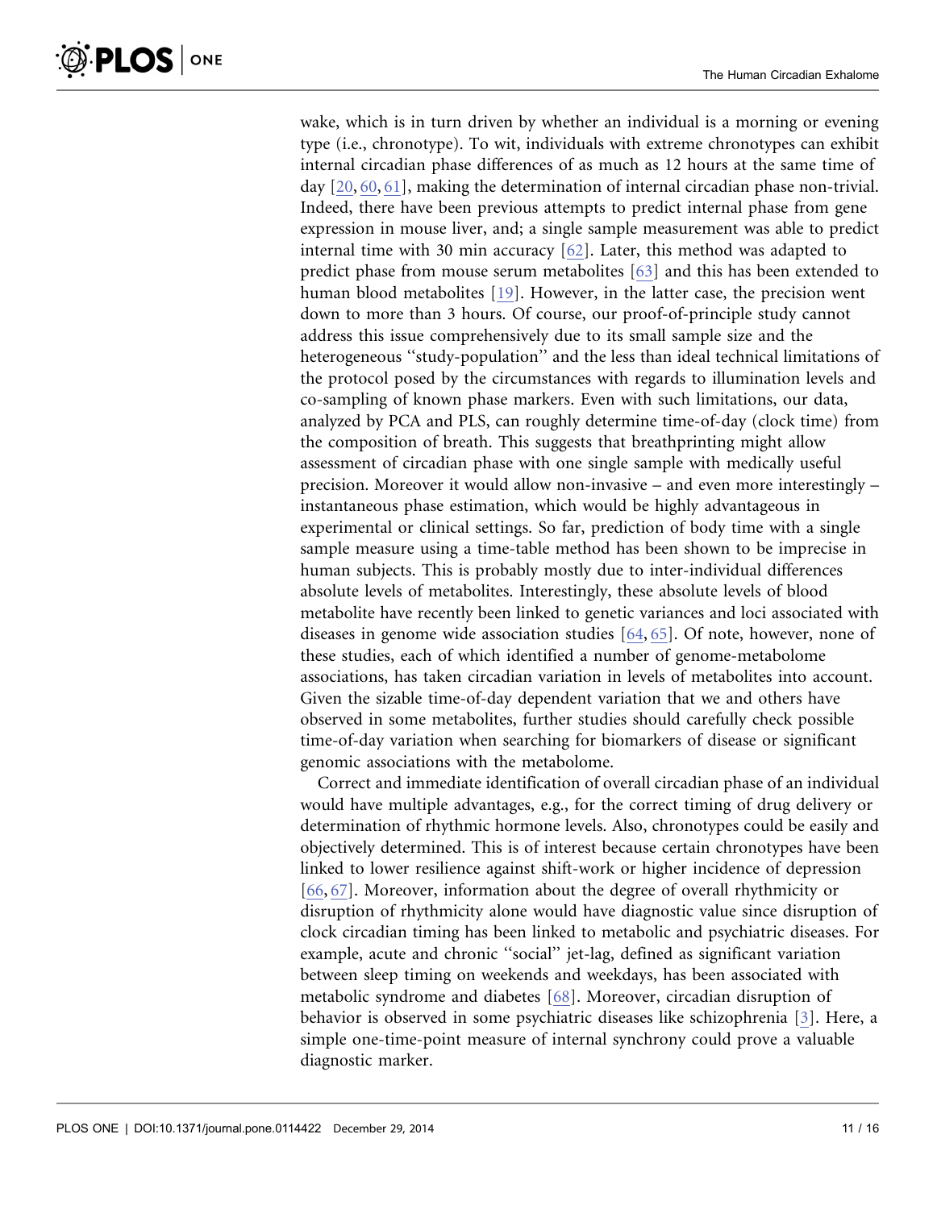wake, which is in turn driven by whether an individual is a morning or evening type (i.e., chronotype). To wit, individuals with extreme chronotypes can exhibit internal circadian phase differences of as much as 12 hours at the same time of day [20, 60, 61], making the determination of internal circadian phase non-trivial. Indeed, there have been previous attempts to predict internal phase from gene expression in mouse liver, and; a single sample measurement was able to predict internal time with 30 min accuracy [62]. Later, this method was adapted to predict phase from mouse serum metabolites [63] and this has been extended to human blood metabolites [19]. However, in the latter case, the precision went down to more than 3 hours. Of course, our proof-of-principle study cannot address this issue comprehensively due to its small sample size and the heterogeneous ''study-population'' and the less than ideal technical limitations of the protocol posed by the circumstances with regards to illumination levels and co-sampling of known phase markers. Even with such limitations, our data, analyzed by PCA and PLS, can roughly determine time-of-day (clock time) from the composition of breath. This suggests that breathprinting might allow assessment of circadian phase with one single sample with medically useful precision. Moreover it would allow non-invasive – and even more interestingly – instantaneous phase estimation, which would be highly advantageous in experimental or clinical settings. So far, prediction of body time with a single sample measure using a time-table method has been shown to be imprecise in human subjects. This is probably mostly due to inter-individual differences absolute levels of metabolites. Interestingly, these absolute levels of blood metabolite have recently been linked to genetic variances and loci associated with diseases in genome wide association studies [64, 65]. Of note, however, none of these studies, each of which identified a number of genome-metabolome associations, has taken circadian variation in levels of metabolites into account. Given the sizable time-of-day dependent variation that we and others have observed in some metabolites, further studies should carefully check possible time-of-day variation when searching for biomarkers of disease or significant genomic associations with the metabolome.

Correct and immediate identification of overall circadian phase of an individual would have multiple advantages, e.g., for the correct timing of drug delivery or determination of rhythmic hormone levels. Also, chronotypes could be easily and objectively determined. This is of interest because certain chronotypes have been linked to lower resilience against shift-work or higher incidence of depression [66, 67]. Moreover, information about the degree of overall rhythmicity or disruption of rhythmicity alone would have diagnostic value since disruption of clock circadian timing has been linked to metabolic and psychiatric diseases. For example, acute and chronic ''social'' jet-lag, defined as significant variation between sleep timing on weekends and weekdays, has been associated with metabolic syndrome and diabetes [68]. Moreover, circadian disruption of behavior is observed in some psychiatric diseases like schizophrenia [3]. Here, a simple one-time-point measure of internal synchrony could prove a valuable diagnostic marker.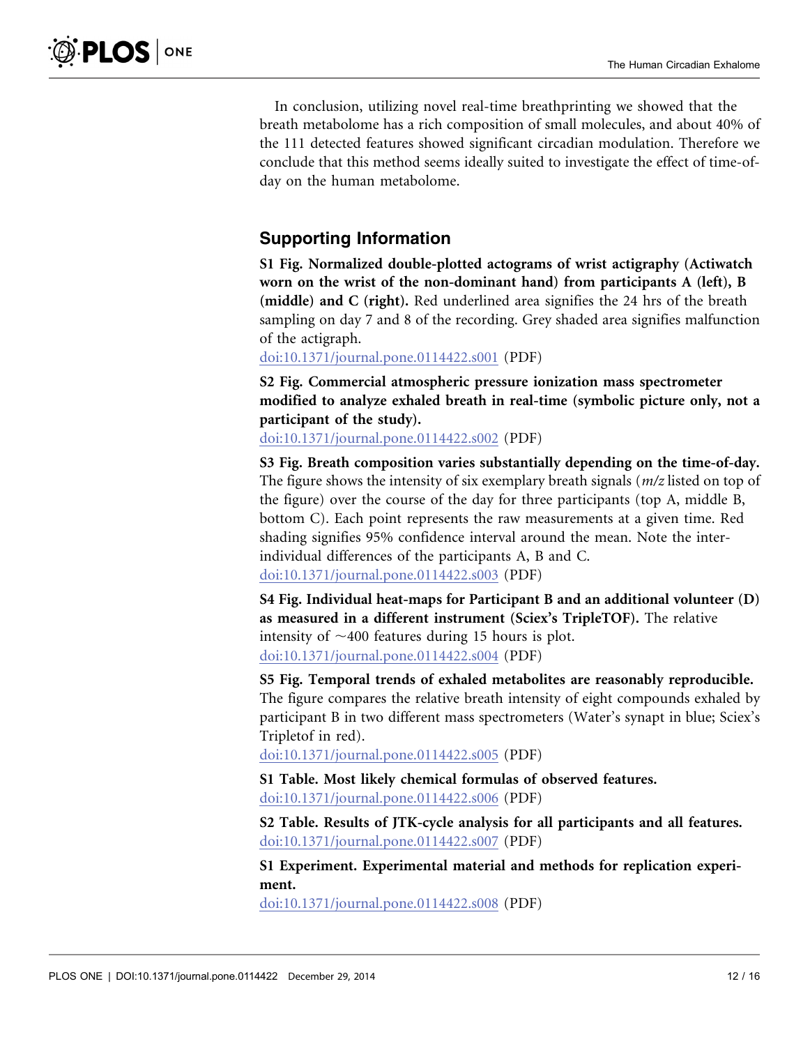In conclusion, utilizing novel real-time breathprinting we showed that the breath metabolome has a rich composition of small molecules, and about 40% of the 111 detected features showed significant circadian modulation. Therefore we conclude that this method seems ideally suited to investigate the effect of time-of-day on the human metabolome.

## Supporting Information

**S1 Fig. Normalized double-plotted actograms of wrist actigraphy (Actiwatch worn on the wrist of the non-dominant hand) from participants A (left), B (middle) and C (right).** Red underlined area signifies the 24 hrs of the breath sampling on day 7 and 8 of the recording. Grey shaded area signifies malfunction of the actigraph.
doi:10.1371/journal.pone.0114422.s001 (PDF)

**S2 Fig. Commercial atmospheric pressure ionization mass spectrometer modified to analyze exhaled breath in real-time (symbolic picture only, not a participant of the study).**
doi:10.1371/journal.pone.0114422.s002 (PDF)

**S3 Fig. Breath composition varies substantially depending on the time-of-day.** The figure shows the intensity of six exemplary breath signals (*m/z* listed on top of the figure) over the course of the day for three participants (top A, middle B, bottom C). Each point represents the raw measurements at a given time. Red shading signifies 95% confidence interval around the mean. Note the inter-individual differences of the participants A, B and C.
doi:10.1371/journal.pone.0114422.s003 (PDF)

**S4 Fig. Individual heat-maps for Participant B and an additional volunteer (D) as measured in a different instrument (Sciex's TripleTOF).** The relative intensity of ~400 features during 15 hours is plot.
doi:10.1371/journal.pone.0114422.s004 (PDF)

**S5 Fig. Temporal trends of exhaled metabolites are reasonably reproducible.** The figure compares the relative breath intensity of eight compounds exhaled by participant B in two different mass spectrometers (Water's synapt in blue; Sciex's Tripletof in red).
doi:10.1371/journal.pone.0114422.s005 (PDF)

**S1 Table. Most likely chemical formulas of observed features.**
doi:10.1371/journal.pone.0114422.s006 (PDF)

**S2 Table. Results of JTK-cycle analysis for all participants and all features.**
doi:10.1371/journal.pone.0114422.s007 (PDF)

**S1 Experiment. Experimental material and methods for replication experiment.**
doi:10.1371/journal.pone.0114422.s008 (PDF)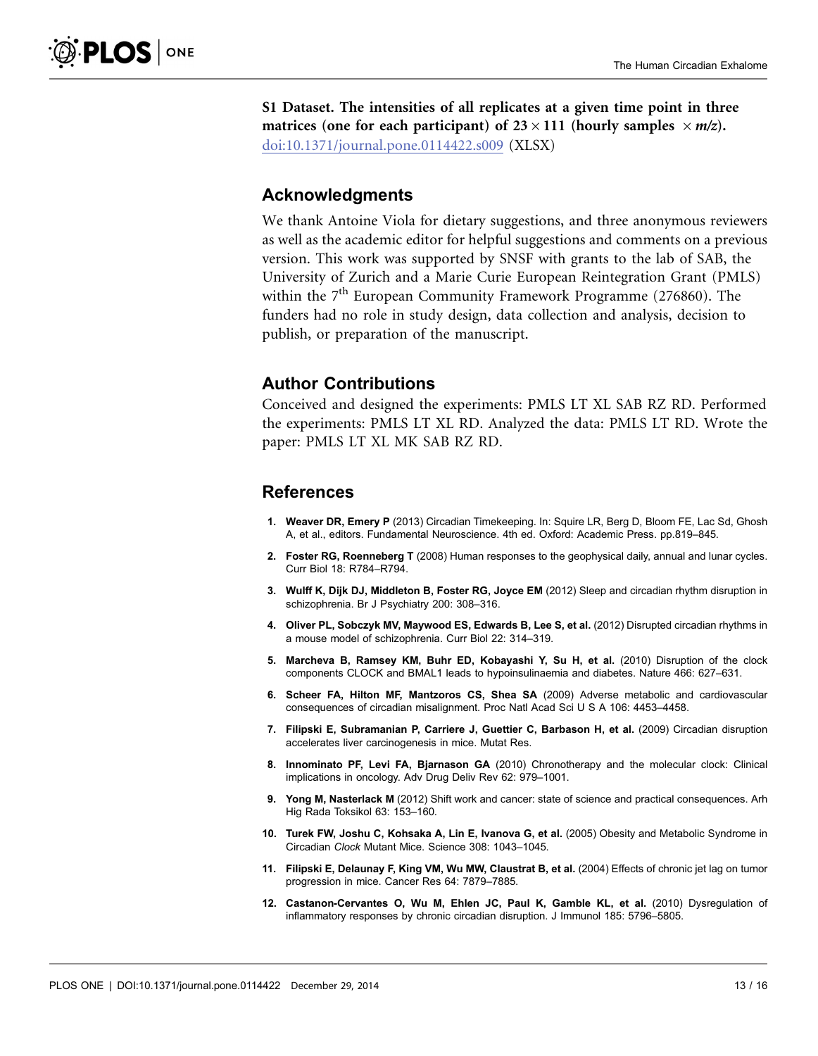**S1 Dataset. The intensities of all replicates at a given time point in three matrices (one for each participant) of $23 \times 111$ (hourly samples $\times$ *m/z*).** doi:10.1371/journal.pone.0114422.s009 (XLSX)

## Acknowledgments

We thank Antoine Viola for dietary suggestions, and three anonymous reviewers as well as the academic editor for helpful suggestions and comments on a previous version. This work was supported by SNSF with grants to the lab of SAB, the University of Zurich and a Marie Curie European Reintegration Grant (PMLS) within the 7th European Community Framework Programme (276860). The funders had no role in study design, data collection and analysis, decision to publish, or preparation of the manuscript.

## Author Contributions

Conceived and designed the experiments: PMLS LT XL SAB RZ RD. Performed the experiments: PMLS LT XL RD. Analyzed the data: PMLS LT RD. Wrote the paper: PMLS LT XL MK SAB RZ RD.

## References

1. **Weaver DR, Emery P** (2013) Circadian Timekeeping. In: Squire LR, Berg D, Bloom FE, Lac Sd, Ghosh A, et al., editors. Fundamental Neuroscience. 4th ed. Oxford: Academic Press. pp.819–845.
2. **Foster RG, Roenneberg T** (2008) Human responses to the geophysical daily, annual and lunar cycles. Curr Biol 18: R784–R794.
3. **Wulff K, Dijk DJ, Middleton B, Foster RG, Joyce EM** (2012) Sleep and circadian rhythm disruption in schizophrenia. Br J Psychiatry 200: 308–316.
4. **Oliver PL, Sobczyk MV, Maywood ES, Edwards B, Lee S, et al.** (2012) Disrupted circadian rhythms in a mouse model of schizophrenia. Curr Biol 22: 314–319.
5. **Marcheva B, Ramsey KM, Buhr ED, Kobayashi Y, Su H, et al.** (2010) Disruption of the clock components CLOCK and BMAL1 leads to hypoinsulinaemia and diabetes. Nature 466: 627–631.
6. **Scheer FA, Hilton MF, Mantzoros CS, Shea SA** (2009) Adverse metabolic and cardiovascular consequences of circadian misalignment. Proc Natl Acad Sci U S A 106: 4453–4458.
7. **Filipski E, Subramanian P, Carriere J, Guettier C, Barbason H, et al.** (2009) Circadian disruption accelerates liver carcinogenesis in mice. Mutat Res.
8. **Innominato PF, Levi FA, Bjarnason GA** (2010) Chronotherapy and the molecular clock: Clinical implications in oncology. Adv Drug Deliv Rev 62: 979–1001.
9. **Yong M, Nasterlack M** (2012) Shift work and cancer: state of science and practical consequences. Arh Hig Rada Toksikol 63: 153–160.
10. **Turek FW, Joshu C, Kohsaka A, Lin E, Ivanova G, et al.** (2005) Obesity and Metabolic Syndrome in Circadian *Clock* Mutant Mice. Science 308: 1043–1045.
11. **Filipski E, Delaunay F, King VM, Wu MW, Claustrat B, et al.** (2004) Effects of chronic jet lag on tumor progression in mice. Cancer Res 64: 7879–7885.
12. **Castanon-Cervantes O, Wu M, Ehlen JC, Paul K, Gamble KL, et al.** (2010) Dysregulation of inflammatory responses by chronic circadian disruption. J Immunol 185: 5796–5805.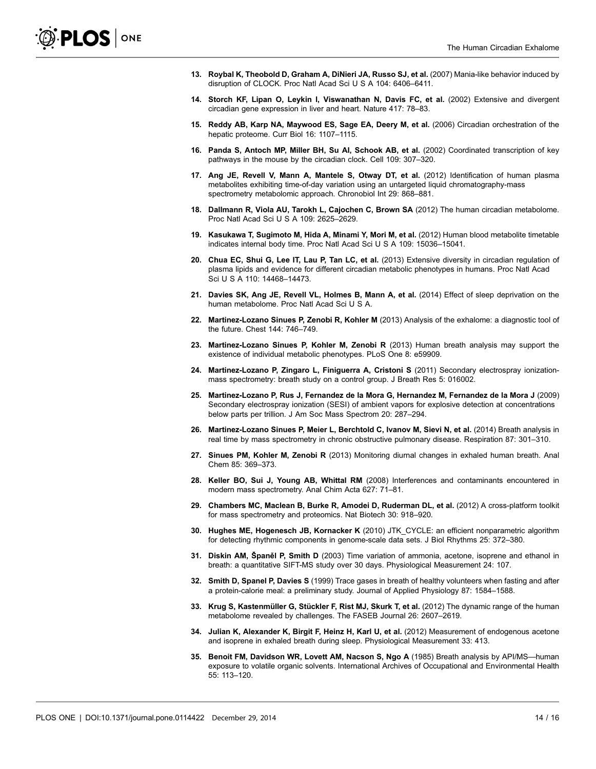13. **Roybal K, Theobold D, Graham A, DiNieri JA, Russo SJ, et al.** (2007) Mania-like behavior induced by disruption of CLOCK. Proc Natl Acad Sci U S A 104: 6406–6411.

14. **Storch KF, Lipan O, Leykin I, Viswanathan N, Davis FC, et al.** (2002) Extensive and divergent circadian gene expression in liver and heart. Nature 417: 78–83.

15. **Reddy AB, Karp NA, Maywood ES, Sage EA, Deery M, et al.** (2006) Circadian orchestration of the hepatic proteome. Curr Biol 16: 1107–1115.

16. **Panda S, Antoch MP, Miller BH, Su AI, Schook AB, et al.** (2002) Coordinated transcription of key pathways in the mouse by the circadian clock. Cell 109: 307–320.

17. **Ang JE, Revell V, Mann A, Mantele S, Otway DT, et al.** (2012) Identification of human plasma metabolites exhibiting time-of-day variation using an untargeted liquid chromatography-mass spectrometry metabolomic approach. Chronobiol Int 29: 868–881.

18. **Dallmann R, Viola AU, Tarokh L, Cajochen C, Brown SA** (2012) The human circadian metabolome. Proc Natl Acad Sci U S A 109: 2625–2629.

19. **Kasukawa T, Sugimoto M, Hida A, Minami Y, Mori M, et al.** (2012) Human blood metabolite timetable indicates internal body time. Proc Natl Acad Sci U S A 109: 15036–15041.

20. **Chua EC, Shui G, Lee IT, Lau P, Tan LC, et al.** (2013) Extensive diversity in circadian regulation of plasma lipids and evidence for different circadian metabolic phenotypes in humans. Proc Natl Acad Sci U S A 110: 14468–14473.

21. **Davies SK, Ang JE, Revell VL, Holmes B, Mann A, et al.** (2014) Effect of sleep deprivation on the human metabolome. Proc Natl Acad Sci U S A.

22. **Martinez-Lozano Sinues P, Zenobi R, Kohler M** (2013) Analysis of the exhalome: a diagnostic tool of the future. Chest 144: 746–749.

23. **Martinez-Lozano Sinues P, Kohler M, Zenobi R** (2013) Human breath analysis may support the existence of individual metabolic phenotypes. PLoS One 8: e59909.

24. **Martinez-Lozano P, Zingaro L, Finiguerra A, Cristoni S** (2011) Secondary electrospray ionization-mass spectrometry: breath study on a control group. J Breath Res 5: 016002.

25. **Martinez-Lozano P, Rus J, Fernandez de la Mora G, Hernandez M, Fernandez de la Mora J** (2009) Secondary electrospray ionization (SESI) of ambient vapors for explosive detection at concentrations below parts per trillion. J Am Soc Mass Spectrom 20: 287–294.

26. **Martinez-Lozano Sinues P, Meier L, Berchtold C, Ivanov M, Sievi N, et al.** (2014) Breath analysis in real time by mass spectrometry in chronic obstructive pulmonary disease. Respiration 87: 301–310.

27. **Sinues PM, Kohler M, Zenobi R** (2013) Monitoring diurnal changes in exhaled human breath. Anal Chem 85: 369–373.

28. **Keller BO, Sui J, Young AB, Whittal RM** (2008) Interferences and contaminants encountered in modern mass spectrometry. Anal Chim Acta 627: 71–81.

29. **Chambers MC, Maclean B, Burke R, Amodei D, Ruderman DL, et al.** (2012) A cross-platform toolkit for mass spectrometry and proteomics. Nat Biotech 30: 918–920.

30. **Hughes ME, Hogenesch JB, Kornacker K** (2010) JTK_CYCLE: an efficient nonparametric algorithm for detecting rhythmic components in genome-scale data sets. J Biol Rhythms 25: 372–380.

31. **Diskin AM, Španěl P, Smith D** (2003) Time variation of ammonia, acetone, isoprene and ethanol in breath: a quantitative SIFT-MS study over 30 days. Physiological Measurement 24: 107.

32. **Smith D, Spanel P, Davies S** (1999) Trace gases in breath of healthy volunteers when fasting and after a protein-calorie meal: a preliminary study. Journal of Applied Physiology 87: 1584–1588.

33. **Krug S, Kastenmüller G, Stückler F, Rist MJ, Skurk T, et al.** (2012) The dynamic range of the human metabolome revealed by challenges. The FASEB Journal 26: 2607–2619.

34. **Julian K, Alexander K, Birgit F, Heinz H, Karl U, et al.** (2012) Measurement of endogenous acetone and isoprene in exhaled breath during sleep. Physiological Measurement 33: 413.

35. **Benoit FM, Davidson WR, Lovett AM, Nacson S, Ngo A** (1985) Breath analysis by API/MS—human exposure to volatile organic solvents. International Archives of Occupational and Environmental Health 55: 113–120.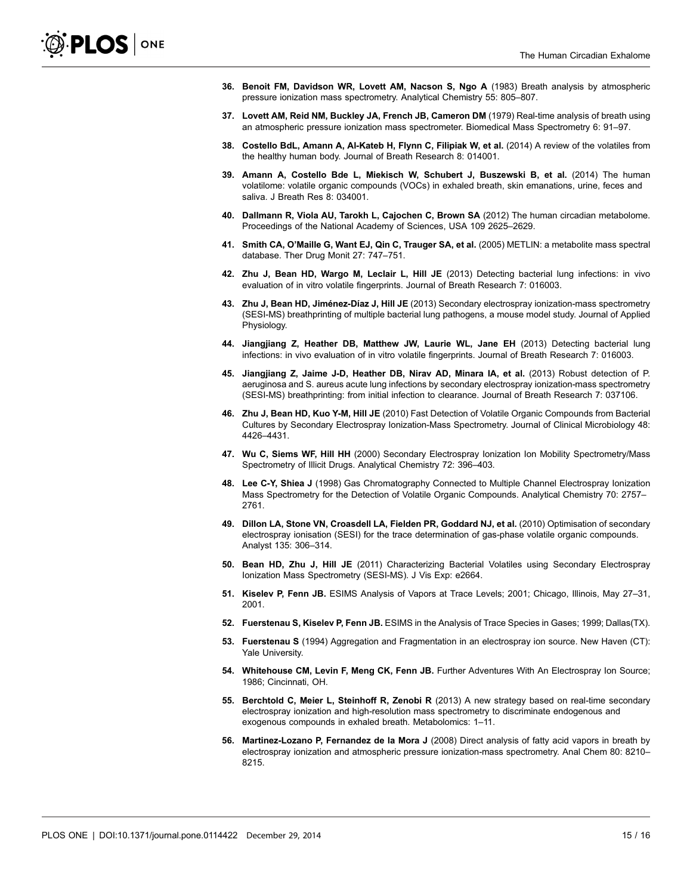36. **Benoit FM, Davidson WR, Lovett AM, Nacson S, Ngo A** (1983) Breath analysis by atmospheric pressure ionization mass spectrometry. Analytical Chemistry 55: 805–807.

37. **Lovett AM, Reid NM, Buckley JA, French JB, Cameron DM** (1979) Real-time analysis of breath using an atmospheric pressure ionization mass spectrometer. Biomedical Mass Spectrometry 6: 91–97.

38. **Costello BdL, Amann A, Al-Kateb H, Flynn C, Filipiak W, et al.** (2014) A review of the volatiles from the healthy human body. Journal of Breath Research 8: 014001.

39. **Amann A, Costello Bde L, Miekisch W, Schubert J, Buszewski B, et al.** (2014) The human volatilome: volatile organic compounds (VOCs) in exhaled breath, skin emanations, urine, feces and saliva. J Breath Res 8: 034001.

40. **Dallmann R, Viola AU, Tarokh L, Cajochen C, Brown SA** (2012) The human circadian metabolome. Proceedings of the National Academy of Sciences, USA 109 2625–2629.

41. **Smith CA, O'Maille G, Want EJ, Qin C, Trauger SA, et al.** (2005) METLIN: a metabolite mass spectral database. Ther Drug Monit 27: 747–751.

42. **Zhu J, Bean HD, Wargo M, Leclair L, Hill JE** (2013) Detecting bacterial lung infections: in vivo evaluation of in vitro volatile fingerprints. Journal of Breath Research 7: 016003.

43. **Zhu J, Bean HD, Jiménez-Díaz J, Hill JE** (2013) Secondary electrospray ionization-mass spectrometry (SESI-MS) breathprinting of multiple bacterial lung pathogens, a mouse model study. Journal of Applied Physiology.

44. **Jiangjiang Z, Heather DB, Matthew JW, Laurie WL, Jane EH** (2013) Detecting bacterial lung infections: in vivo evaluation of in vitro volatile fingerprints. Journal of Breath Research 7: 016003.

45. **Jiangjiang Z, Jaime J-D, Heather DB, Nirav AD, Minara IA, et al.** (2013) Robust detection of P. aeruginosa and S. aureus acute lung infections by secondary electrospray ionization-mass spectrometry (SESI-MS) breathprinting: from initial infection to clearance. Journal of Breath Research 7: 037106.

46. **Zhu J, Bean HD, Kuo Y-M, Hill JE** (2010) Fast Detection of Volatile Organic Compounds from Bacterial Cultures by Secondary Electrospray Ionization-Mass Spectrometry. Journal of Clinical Microbiology 48: 4426–4431.

47. **Wu C, Siems WF, Hill HH** (2000) Secondary Electrospray Ionization Ion Mobility Spectrometry/Mass Spectrometry of Illicit Drugs. Analytical Chemistry 72: 396–403.

48. **Lee C-Y, Shiea J** (1998) Gas Chromatography Connected to Multiple Channel Electrospray Ionization Mass Spectrometry for the Detection of Volatile Organic Compounds. Analytical Chemistry 70: 2757–2761.

49. **Dillon LA, Stone VN, Croasdell LA, Fielden PR, Goddard NJ, et al.** (2010) Optimisation of secondary electrospray ionisation (SESI) for the trace determination of gas-phase volatile organic compounds. Analyst 135: 306–314.

50. **Bean HD, Zhu J, Hill JE** (2011) Characterizing Bacterial Volatiles using Secondary Electrospray Ionization Mass Spectrometry (SESI-MS). J Vis Exp: e2664.

51. **Kiselev P, Fenn JB.** ESIMS Analysis of Vapors at Trace Levels; 2001; Chicago, Illinois, May 27–31, 2001.

52. **Fuerstenau S, Kiselev P, Fenn JB.** ESIMS in the Analysis of Trace Species in Gases; 1999; Dallas(TX).

53. **Fuerstenau S** (1994) Aggregation and Fragmentation in an electrospray ion source. New Haven (CT): Yale University.

54. **Whitehouse CM, Levin F, Meng CK, Fenn JB.** Further Adventures With An Electrospray Ion Source; 1986; Cincinnati, OH.

55. **Berchtold C, Meier L, Steinhoff R, Zenobi R** (2013) A new strategy based on real-time secondary electrospray ionization and high-resolution mass spectrometry to discriminate endogenous and exogenous compounds in exhaled breath. Metabolomics: 1–11.

56. **Martinez-Lozano P, Fernandez de la Mora J** (2008) Direct analysis of fatty acid vapors in breath by electrospray ionization and atmospheric pressure ionization-mass spectrometry. Anal Chem 80: 8210–8215.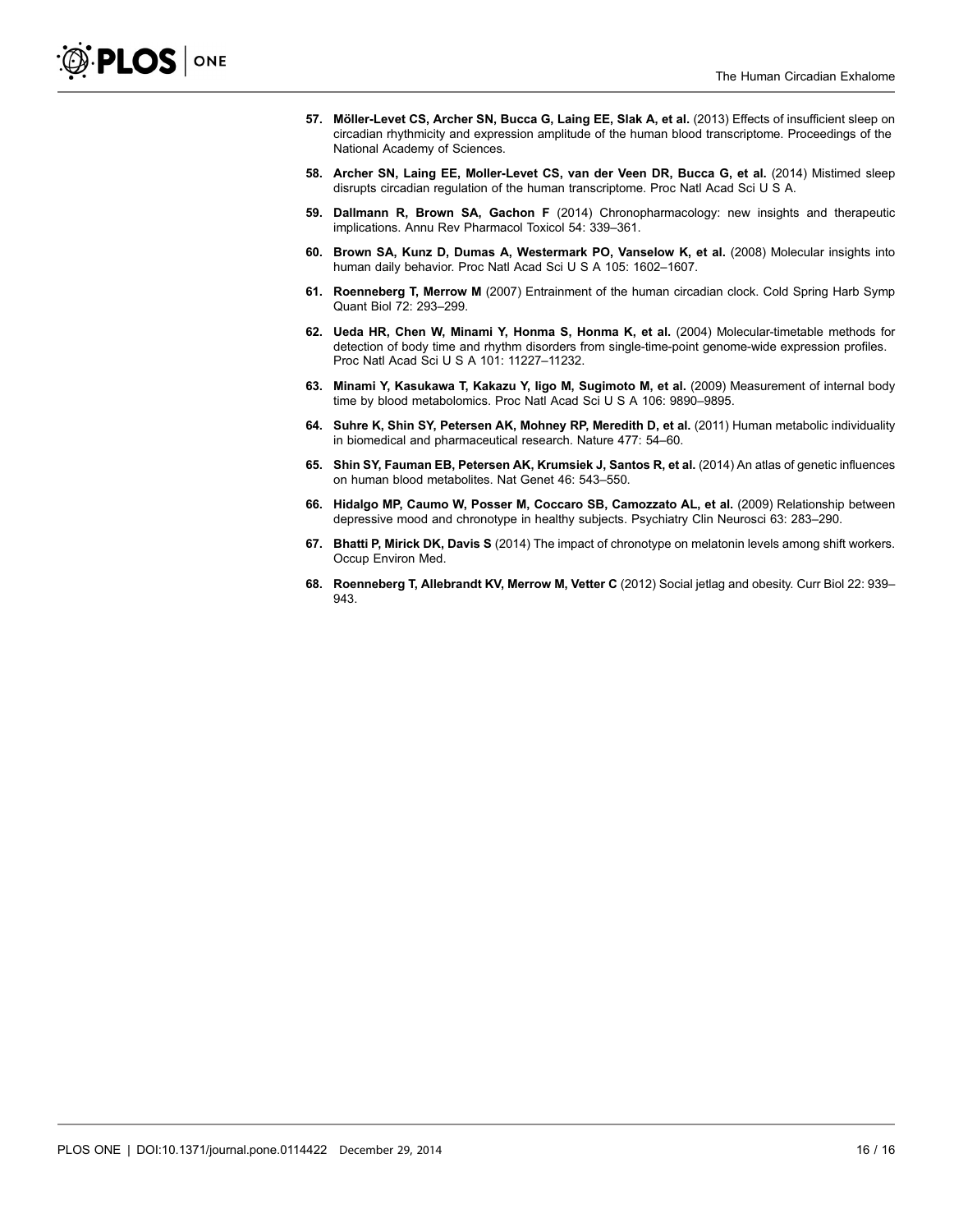57. **Möller-Levet CS, Archer SN, Bucca G, Laing EE, Slak A, et al.** (2013) Effects of insufficient sleep on circadian rhythmicity and expression amplitude of the human blood transcriptome. Proceedings of the National Academy of Sciences.

58. **Archer SN, Laing EE, Moller-Levet CS, van der Veen DR, Bucca G, et al.** (2014) Mistimed sleep disrupts circadian regulation of the human transcriptome. Proc Natl Acad Sci U S A.

59. **Dallmann R, Brown SA, Gachon F** (2014) Chronopharmacology: new insights and therapeutic implications. Annu Rev Pharmacol Toxicol 54: 339–361.

60. **Brown SA, Kunz D, Dumas A, Westermark PO, Vanselow K, et al.** (2008) Molecular insights into human daily behavior. Proc Natl Acad Sci U S A 105: 1602–1607.

61. **Roenneberg T, Merrow M** (2007) Entrainment of the human circadian clock. Cold Spring Harb Symp Quant Biol 72: 293–299.

62. **Ueda HR, Chen W, Minami Y, Honma S, Honma K, et al.** (2004) Molecular-timetable methods for detection of body time and rhythm disorders from single-time-point genome-wide expression profiles. Proc Natl Acad Sci U S A 101: 11227–11232.

63. **Minami Y, Kasukawa T, Kakazu Y, Iigo M, Sugimoto M, et al.** (2009) Measurement of internal body time by blood metabolomics. Proc Natl Acad Sci U S A 106: 9890–9895.

64. **Suhre K, Shin SY, Petersen AK, Mohney RP, Meredith D, et al.** (2011) Human metabolic individuality in biomedical and pharmaceutical research. Nature 477: 54–60.

65. **Shin SY, Fauman EB, Petersen AK, Krumsiek J, Santos R, et al.** (2014) An atlas of genetic influences on human blood metabolites. Nat Genet 46: 543–550.

66. **Hidalgo MP, Caumo W, Posser M, Coccaro SB, Camozzato AL, et al.** (2009) Relationship between depressive mood and chronotype in healthy subjects. Psychiatry Clin Neurosci 63: 283–290.

67. **Bhatti P, Mirick DK, Davis S** (2014) The impact of chronotype on melatonin levels among shift workers. Occup Environ Med.

68. **Roenneberg T, Allebrandt KV, Merrow M, Vetter C** (2012) Social jetlag and obesity. Curr Biol 22: 939–943.